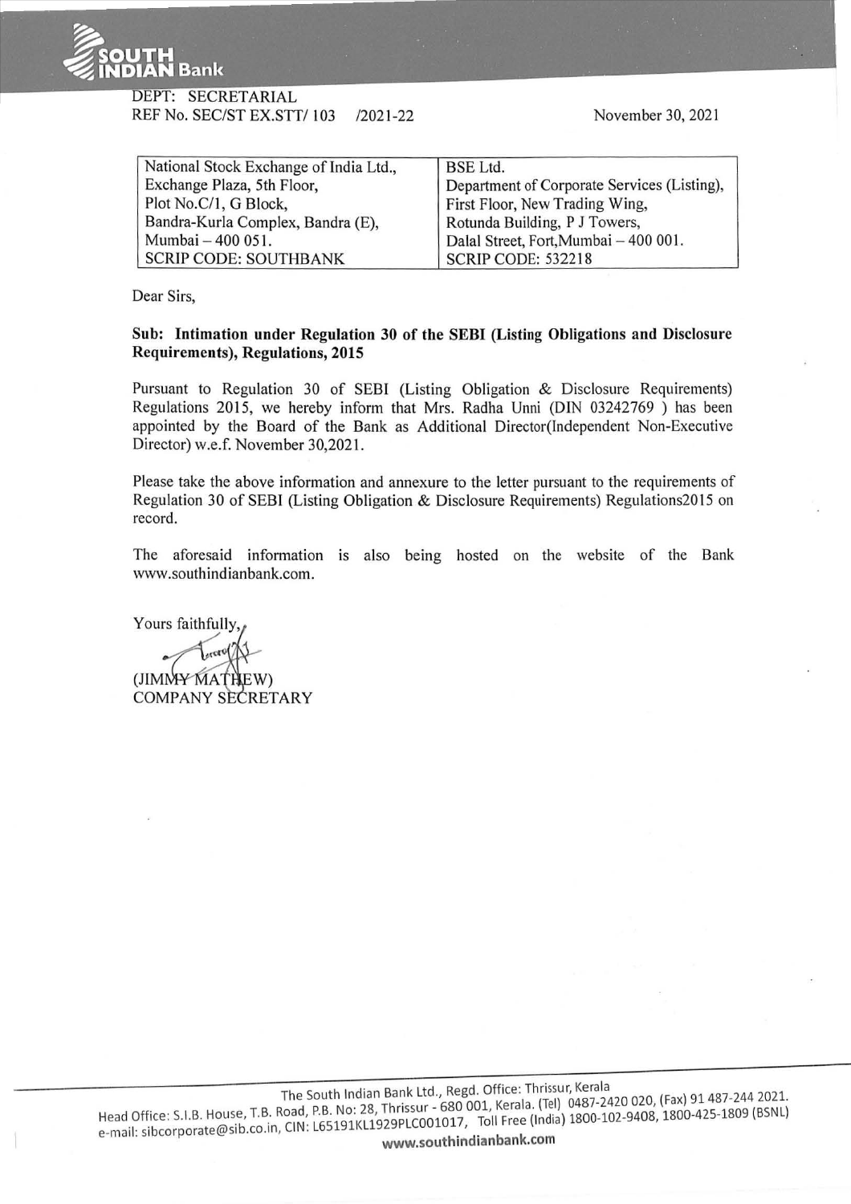DEPT: SECRETARIAL
REF No. SEC/ST EX.STT/ 103 /2021-22

November 30, 2021

| National Stock Exchange of India Ltd., | BSE Ltd. |
| --- | --- |
| Exchange Plaza, 5th Floor, | Department of Corporate Services (Listing), |
| Plot No.C/1, G Block, | First Floor, New Trading Wing, |
| Bandra-Kurla Complex, Bandra (E), | Rotunda Building, P J Towers, |
| Mumbai – 400 051. | Dalal Street, Fort,Mumbai – 400 001. |
| SCRIP CODE: SOUTHBANK | SCRIP CODE: 532218 |

Dear Sirs,

**Sub: Intimation under Regulation 30 of the SEBI (Listing Obligations and Disclosure Requirements), Regulations, 2015**

Pursuant to Regulation 30 of SEBI (Listing Obligation & Disclosure Requirements) Regulations 2015, we hereby inform that Mrs. Radha Unni (DIN 03242769 ) has been appointed by the Board of the Bank as Additional Director(Independent Non-Executive Director) w.e.f. November 30,2021.

Please take the above information and annexure to the letter pursuant to the requirements of Regulation 30 of SEBI (Listing Obligation & Disclosure Requirements) Regulations2015 on record.

The aforesaid information is also being hosted on the website of the Bank www.southindianbank.com.

Yours faithfully,

(JIMMY MATHEW)
COMPANY SECRETARY

The South Indian Bank Ltd., Regd. Office: Thrissur, Kerala
Head Office: S.I.B. House, T.B. Road, P.B. No: 28, Thrissur - 680 001, Kerala. (Tel) 0487-2420 020, (Fax) 91 487-244 2021.
e-mail: sibcorporate@sib.co.in, CIN: L65191KL1929PLC001017, Toll Free (India) 1800-102-9408, 1800-425-1809 (BSNL)
www.southindianbank.com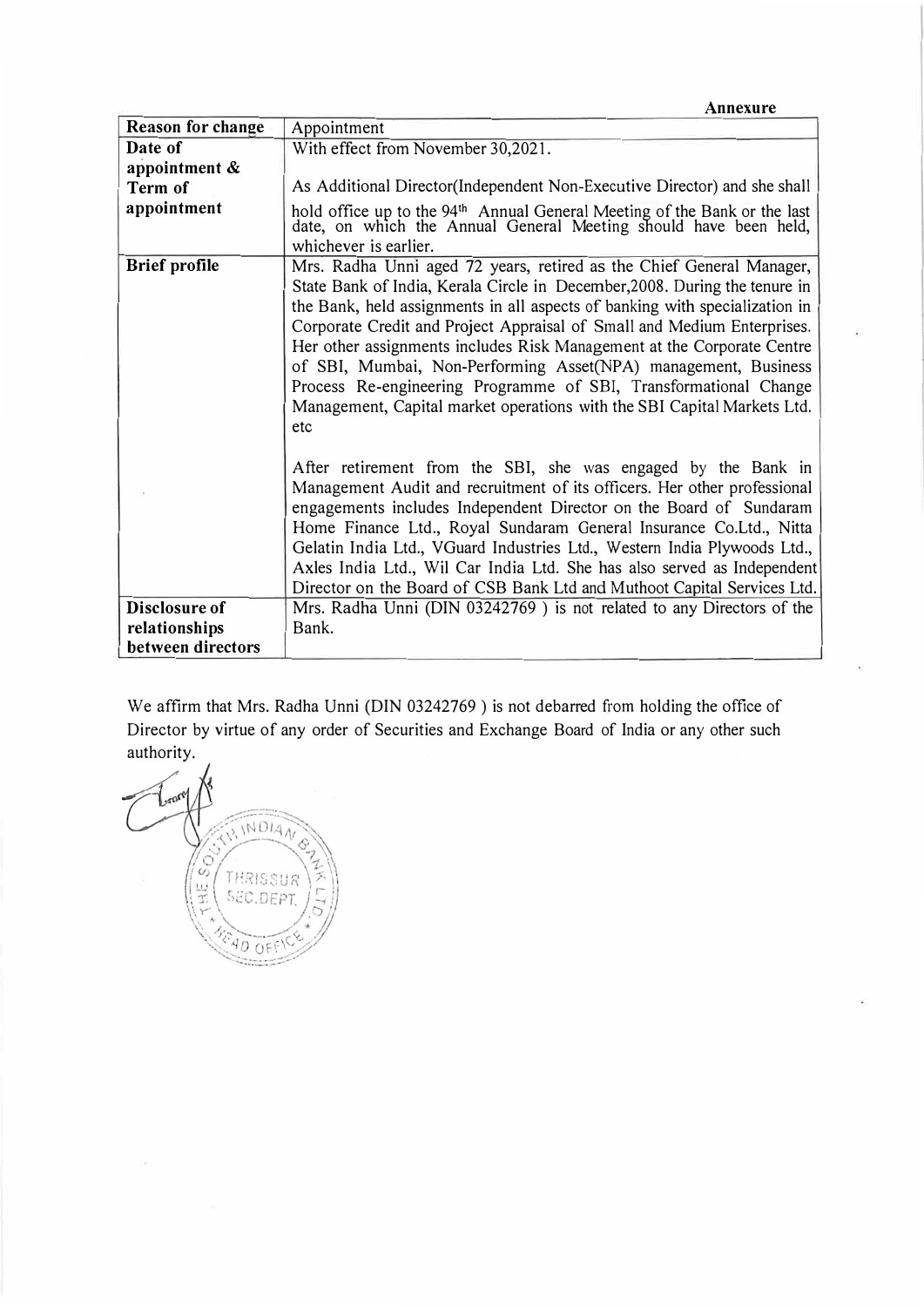**Annexure**

| | |
|---|---|
| **Reason for change** | Appointment |
| **Date of appointment & Term of appointment** | With effect from November 30,2021.<br><br>As Additional Director(Independent Non-Executive Director) and she shall hold office up to the 94th Annual General Meeting of the Bank or the last date, on which the Annual General Meeting should have been held, whichever is earlier. |
| **Brief profile** | Mrs. Radha Unni aged 72 years, retired as the Chief General Manager, State Bank of India, Kerala Circle in December,2008. During the tenure in the Bank, held assignments in all aspects of banking with specialization in Corporate Credit and Project Appraisal of Small and Medium Enterprises. Her other assignments includes Risk Management at the Corporate Centre of SBI, Mumbai, Non-Performing Asset(NPA) management, Business Process Re-engineering Programme of SBI, Transformational Change Management, Capital market operations with the SBI Capital Markets Ltd. etc<br><br>After retirement from the SBI, she was engaged by the Bank in Management Audit and recruitment of its officers. Her other professional engagements includes Independent Director on the Board of Sundaram Home Finance Ltd., Royal Sundaram General Insurance Co.Ltd., Nitta Gelatin India Ltd., VGuard Industries Ltd., Western India Plywoods Ltd., Axles India Ltd., Wil Car India Ltd. She has also served as Independent Director on the Board of CSB Bank Ltd and Muthoot Capital Services Ltd. |
| **Disclosure of relationships between directors** | Mrs. Radha Unni (DIN 03242769 ) is not related to any Directors of the Bank. |

We affirm that Mrs. Radha Unni (DIN 03242769 ) is not debarred from holding the office of Director by virtue of any order of Securities and Exchange Board of India or any other such authority.